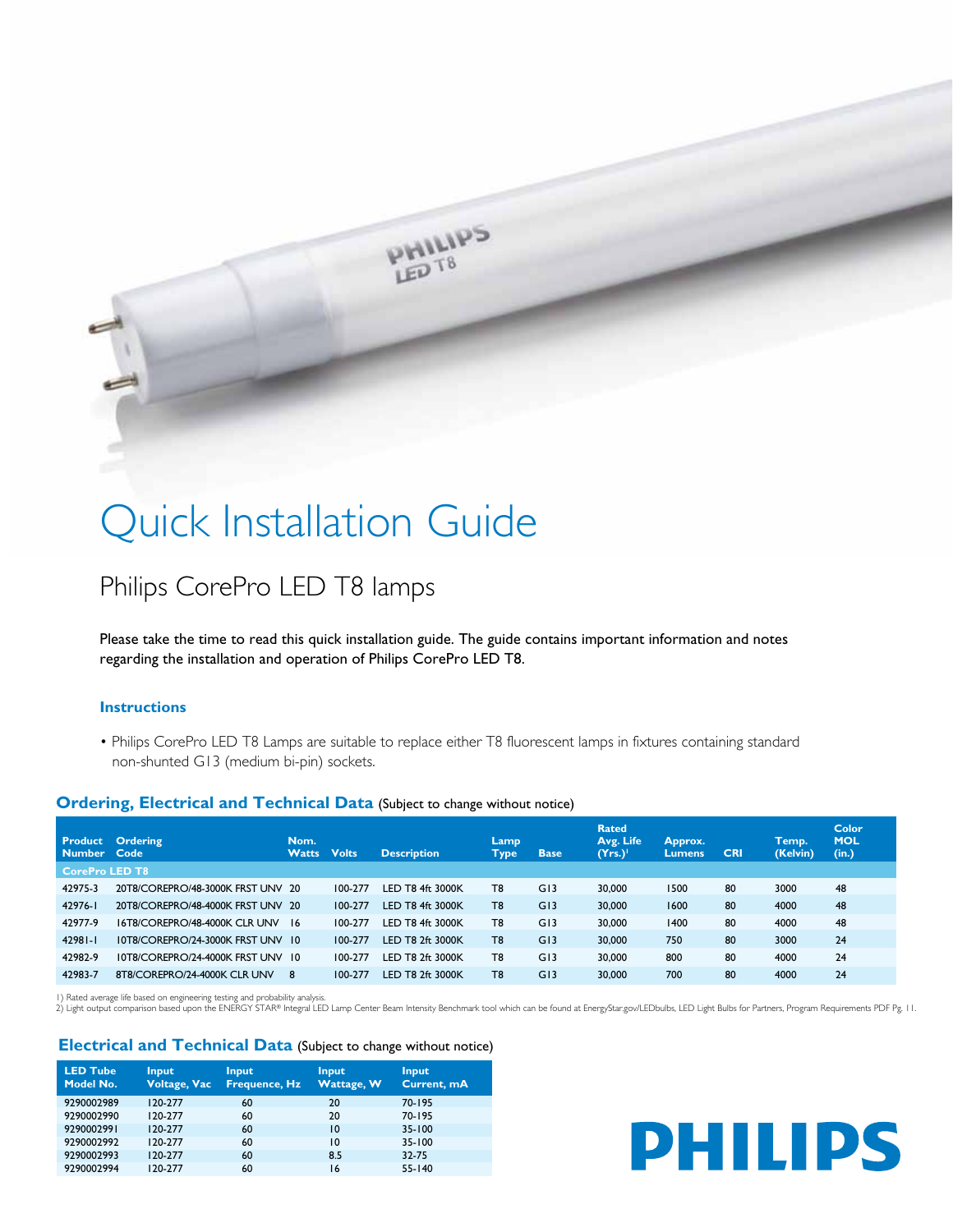# Quick Installation Guide

## Philips CorePro LED T8 lamps

Please take the time to read this quick installation guide. The guide contains important information and notes regarding the installation and operation of Philips CorePro LED T8.

### Instructions

- Philips CorePro LED T8 Lamps are suitable to replace either T8 fluorescent lamps in fixtures containing standard non-shunted G13 (medium bi-pin) sockets.

### Ordering, Electrical and Technical Data (Subject to change without notice)

| Product Number | Ordering Code | Nom. Watts | Volts | Description | Lamp Type | Base | Rated Avg. Life (Yrs.)[1] | Approx. Lumens | CRI | Temp. (Kelvin) | Color MOL (in.) |
|---|---|---|---|---|---|---|---|---|---|---|---|
| **CorePro LED T8** | | | | | | | | | | | |
| 42975-3 | 20T8/COREPRO/48-3000K FRST UNV | 20 | 100-277 | LED T8 4ft 3000K | T8 | G13 | 30,000 | 1500 | 80 | 3000 | 48 |
| 42976-1 | 20T8/COREPRO/48-4000K FRST UNV | 20 | 100-277 | LED T8 4ft 3000K | T8 | G13 | 30,000 | 1600 | 80 | 4000 | 48 |
| 42977-9 | 16T8/COREPRO/48-4000K CLR UNV | 16 | 100-277 | LED T8 4ft 3000K | T8 | G13 | 30,000 | 1400 | 80 | 4000 | 48 |
| 42981-1 | 10T8/COREPRO/24-3000K FRST UNV | 10 | 100-277 | LED T8 2ft 3000K | T8 | G13 | 30,000 | 750 | 80 | 3000 | 24 |
| 42982-9 | 10T8/COREPRO/24-4000K FRST UNV | 10 | 100-277 | LED T8 2ft 3000K | T8 | G13 | 30,000 | 800 | 80 | 4000 | 24 |
| 42983-7 | 8T8/COREPRO/24-4000K CLR UNV | 8 | 100-277 | LED T8 2ft 3000K | T8 | G13 | 30,000 | 700 | 80 | 4000 | 24 |

1) Rated average life based on engineering testing and probability analysis.
2) Light output comparison based upon the ENERGY STAR® Integral LED Lamp Center Beam Intensity Benchmark tool which can be found at EnergyStar.gov/LEDbulbs, LED Light Bulbs for Partners, Program Requirements PDF Pg. 11.

### Electrical and Technical Data (Subject to change without notice)

| LED Tube Model No. | Input Voltage, Vac | Input Frequence, Hz | Input Wattage, W | Input Current, mA |
|---|---|---|---|---|
| 9290002989 | 120-277 | 60 | 20 | 70-195 |
| 9290002990 | 120-277 | 60 | 20 | 70-195 |
| 9290002991 | 120-277 | 60 | 10 | 35-100 |
| 9290002992 | 120-277 | 60 | 10 | 35-100 |
| 9290002993 | 120-277 | 60 | 8.5 | 32-75 |
| 9290002994 | 120-277 | 60 | 16 | 55-140 |

PHILIPS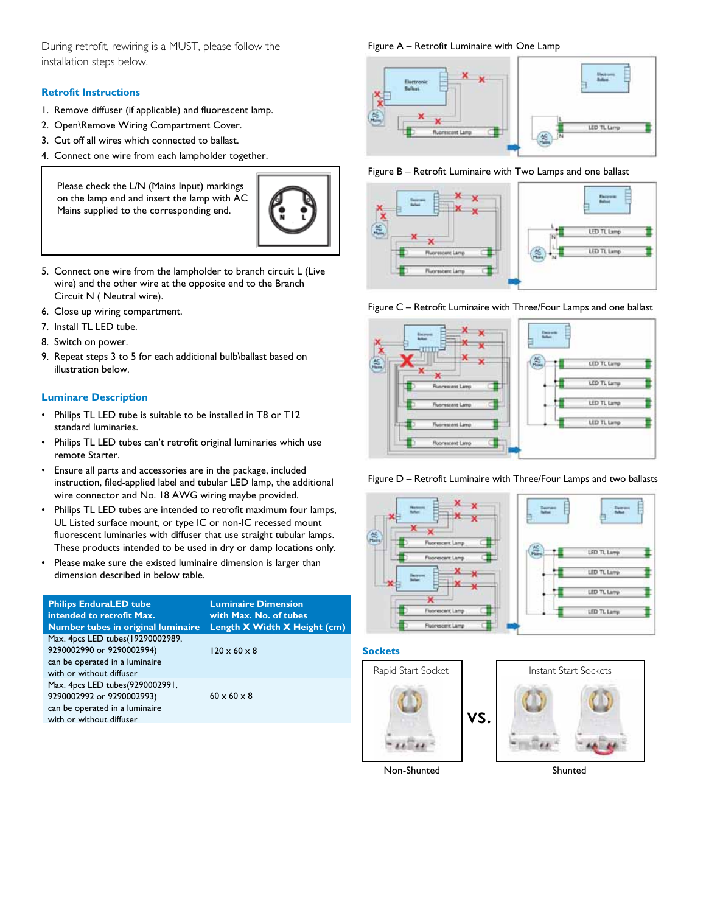During retrofit, rewiring is a MUST, please follow the installation steps below.

### Retrofit Instructions

1. Remove diffuser (if applicable) and fluorescent lamp.
2. Open\Remove Wiring Compartment Cover.
3. Cut off all wires which connected to ballast.
4. Connect one wire from each lampholder together.

> Please check the L/N (Mains Input) markings on the lamp end and insert the lamp with AC Mains supplied to the corresponding end.

5. Connect one wire from the lampholder to branch circuit L (Live wire) and the other wire at the opposite end to the Branch Circuit N ( Neutral wire).
6. Close up wiring compartment.
7. Install TL LED tube.
8. Switch on power.
9. Repeat steps 3 to 5 for each additional bulb\ballast based on illustration below.

### Luminare Description

- Philips TL LED tube is suitable to be installed in T8 or T12 standard luminaires.
- Philips TL LED tubes can't retrofit original luminaries which use remote Starter.
- Ensure all parts and accessories are in the package, included instruction, filed-applied label and tubular LED lamp, the additional wire connector and No. 18 AWG wiring maybe provided.
- Philips TL LED tubes are intended to retrofit maximum four lamps, UL Listed surface mount, or type IC or non-IC recessed mount fluorescent luminaries with diffuser that use straight tubular lamps. These products intended to be used in dry or damp locations only.
- Please make sure the existed luminaire dimension is larger than dimension described in below table.

| Philips EnduraLED tube intended to retrofit Max. Number tubes in original luminaire | Luminaire Dimension with Max. No. of tubes Length X Width X Height (cm) |
|---|---|
| Max. 4pcs LED tubes(19290002989, 9290002990 or 9290002994) can be operated in a luminaire with or without diffuser | 120 x 60 x 8 |
| Max. 4pcs LED tubes(9290002991, 9290002992 or 9290002993) can be operated in a luminaire with or without diffuser | 60 x 60 x 8 |

Figure A – Retrofit Luminaire with One Lamp

Figure B – Retrofit Luminaire with Two Lamps and one ballast

Figure C – Retrofit Luminaire with Three/Four Lamps and one ballast

Figure D – Retrofit Luminaire with Three/Four Lamps and two ballasts

### Sockets

Rapid Start Socket vs. Instant Start Sockets

Non-Shunted — Shunted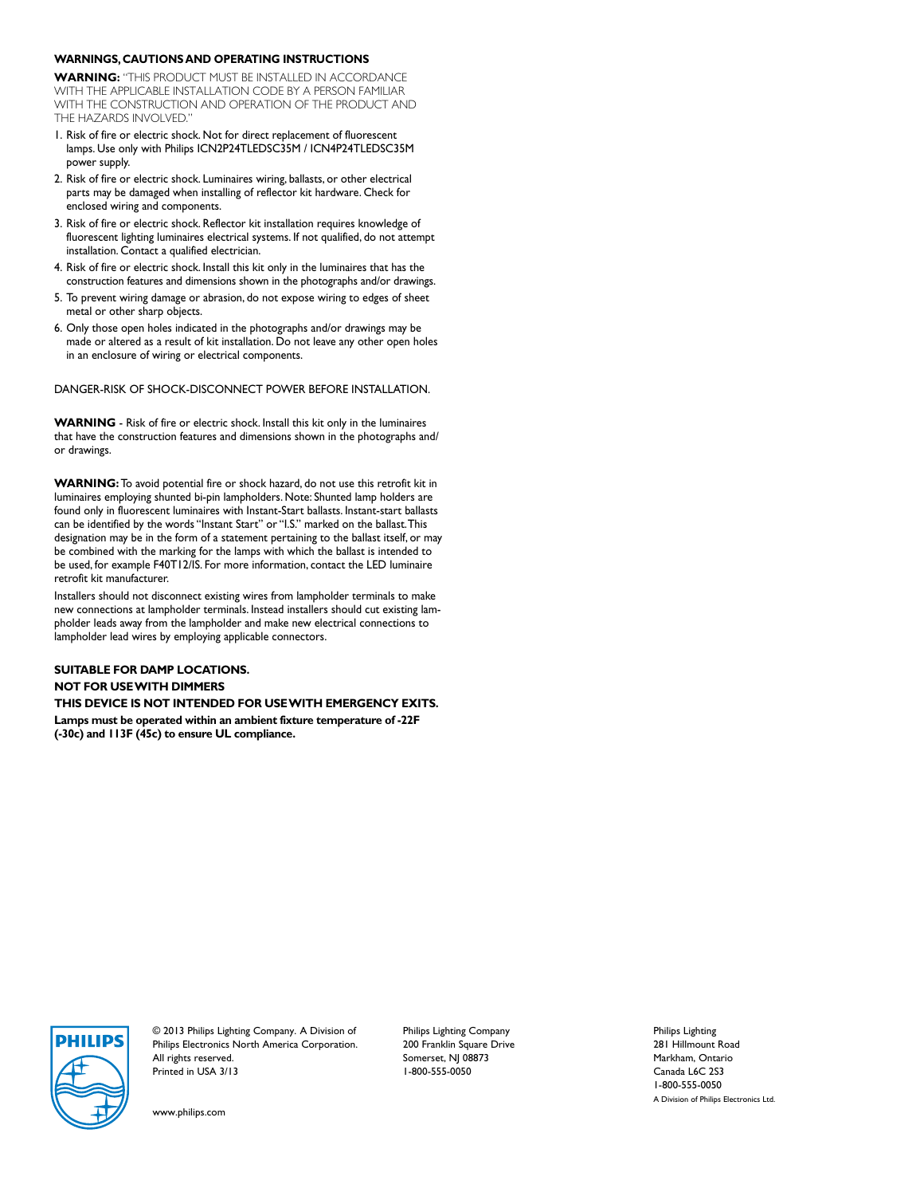## WARNINGS, CAUTIONS AND OPERATING INSTRUCTIONS

**WARNING:** "THIS PRODUCT MUST BE INSTALLED IN ACCORDANCE WITH THE APPLICABLE INSTALLATION CODE BY A PERSON FAMILIAR WITH THE CONSTRUCTION AND OPERATION OF THE PRODUCT AND THE HAZARDS INVOLVED."

1. Risk of fire or electric shock. Not for direct replacement of fluorescent lamps. Use only with Philips ICN2P24TLEDSC35M / ICN4P24TLEDSC35M power supply.
2. Risk of fire or electric shock. Luminaires wiring, ballasts, or other electrical parts may be damaged when installing of reflector kit hardware. Check for enclosed wiring and components.
3. Risk of fire or electric shock. Reflector kit installation requires knowledge of fluorescent lighting luminaires electrical systems. If not qualified, do not attempt installation. Contact a qualified electrician.
4. Risk of fire or electric shock. Install this kit only in the luminaires that has the construction features and dimensions shown in the photographs and/or drawings.
5. To prevent wiring damage or abrasion, do not expose wiring to edges of sheet metal or other sharp objects.
6. Only those open holes indicated in the photographs and/or drawings may be made or altered as a result of kit installation. Do not leave any other open holes in an enclosure of wiring or electrical components.

DANGER-RISK OF SHOCK-DISCONNECT POWER BEFORE INSTALLATION.

**WARNING** - Risk of fire or electric shock. Install this kit only in the luminaires that have the construction features and dimensions shown in the photographs and/ or drawings.

**WARNING:** To avoid potential fire or shock hazard, do not use this retrofit kit in luminaires employing shunted bi-pin lampholders. Note: Shunted lamp holders are found only in fluorescent luminaires with Instant-Start ballasts. Instant-start ballasts can be identified by the words "Instant Start" or "I.S." marked on the ballast. This designation may be in the form of a statement pertaining to the ballast itself, or may be combined with the marking for the lamps with which the ballast is intended to be used, for example F40T12/IS. For more information, contact the LED luminaire retrofit kit manufacturer.

Installers should not disconnect existing wires from lampholder terminals to make new connections at lampholder terminals. Instead installers should cut existing lampholder leads away from the lampholder and make new electrical connections to lampholder lead wires by employing applicable connectors.

**SUITABLE FOR DAMP LOCATIONS.**

**NOT FOR USE WITH DIMMERS**

**THIS DEVICE IS NOT INTENDED FOR USE WITH EMERGENCY EXITS.**

**Lamps must be operated within an ambient fixture temperature of -22F (-30c) and 113F (45c) to ensure UL compliance.**

PHILIPS

© 2013 Philips Lighting Company. A Division of Philips Electronics North America Corporation. All rights reserved. Printed in USA 3/13

www.philips.com

Philips Lighting Company
200 Franklin Square Drive
Somerset, NJ 08873
1-800-555-0050

Philips Lighting
281 Hillmount Road
Markham, Ontario
Canada L6C 2S3
1-800-555-0050
A Division of Philips Electronics Ltd.